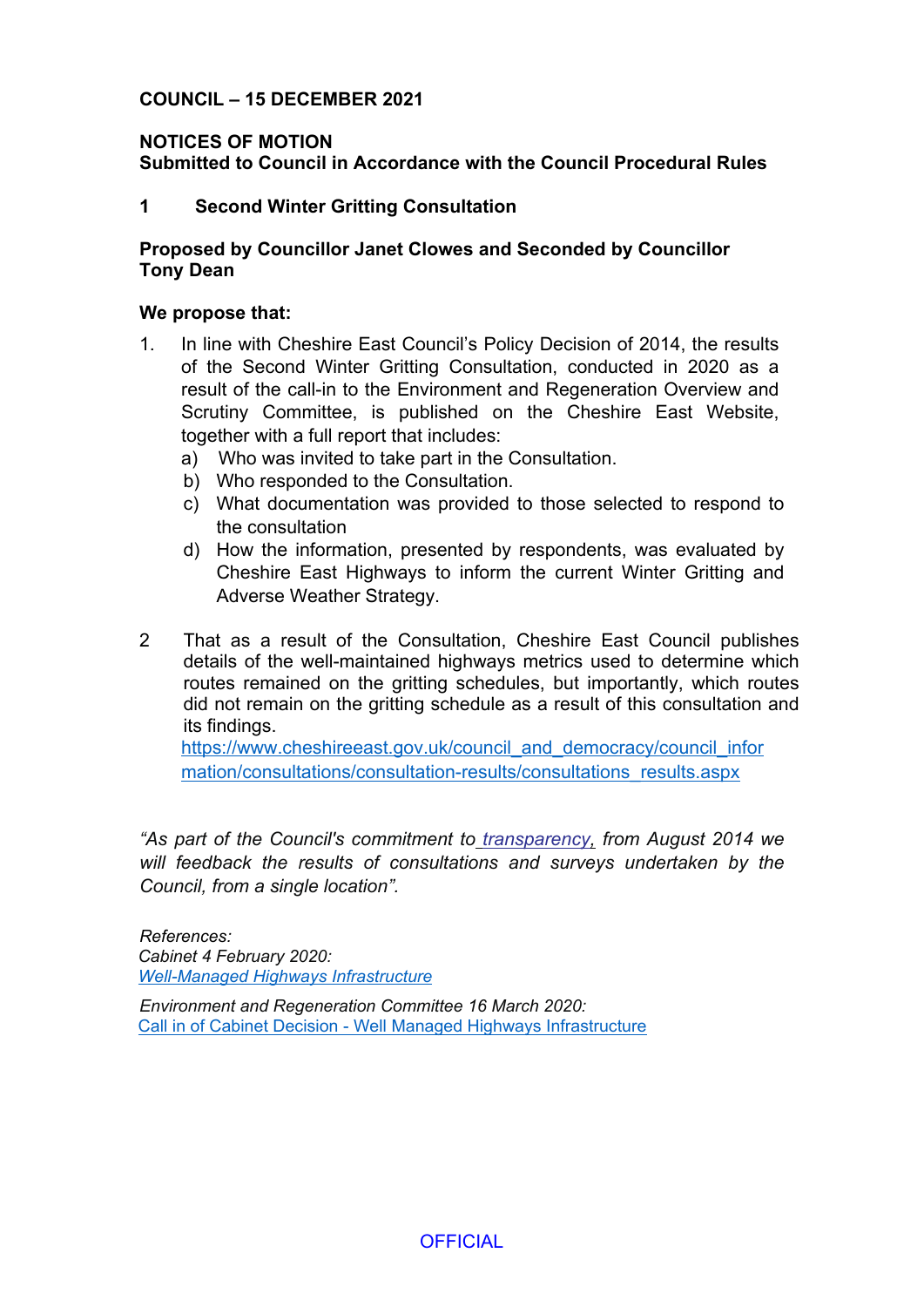# COUNCIL – 15 DECEMBER 2021

## NOTICES OF MOTION

**Submitted to Council in Accordance with the Council Procedural Rules**

### 1 Second Winter Gritting Consultation

**Proposed by Councillor Janet Clowes and Seconded by Councillor Tony Dean**

**We propose that:**

1. In line with Cheshire East Council's Policy Decision of 2014, the results of the Second Winter Gritting Consultation, conducted in 2020 as a result of the call-in to the Environment and Regeneration Overview and Scrutiny Committee, is published on the Cheshire East Website, together with a full report that includes:
   a) Who was invited to take part in the Consultation.
   b) Who responded to the Consultation.
   c) What documentation was provided to those selected to respond to the consultation
   d) How the information, presented by respondents, was evaluated by Cheshire East Highways to inform the current Winter Gritting and Adverse Weather Strategy.

2. That as a result of the Consultation, Cheshire East Council publishes details of the well-maintained highways metrics used to determine which routes remained on the gritting schedules, but importantly, which routes did not remain on the gritting schedule as a result of this consultation and its findings.
   https://www.cheshireeast.gov.uk/council_and_democracy/council_information/consultations/consultation-results/consultations_results.aspx

*"As part of the Council's commitment to transparency, from August 2014 we will feedback the results of consultations and surveys undertaken by the Council, from a single location".*

*References:*
*Cabinet 4 February 2020:*
*Well-Managed Highways Infrastructure*

*Environment and Regeneration Committee 16 March 2020:*
Call in of Cabinet Decision - Well Managed Highways Infrastructure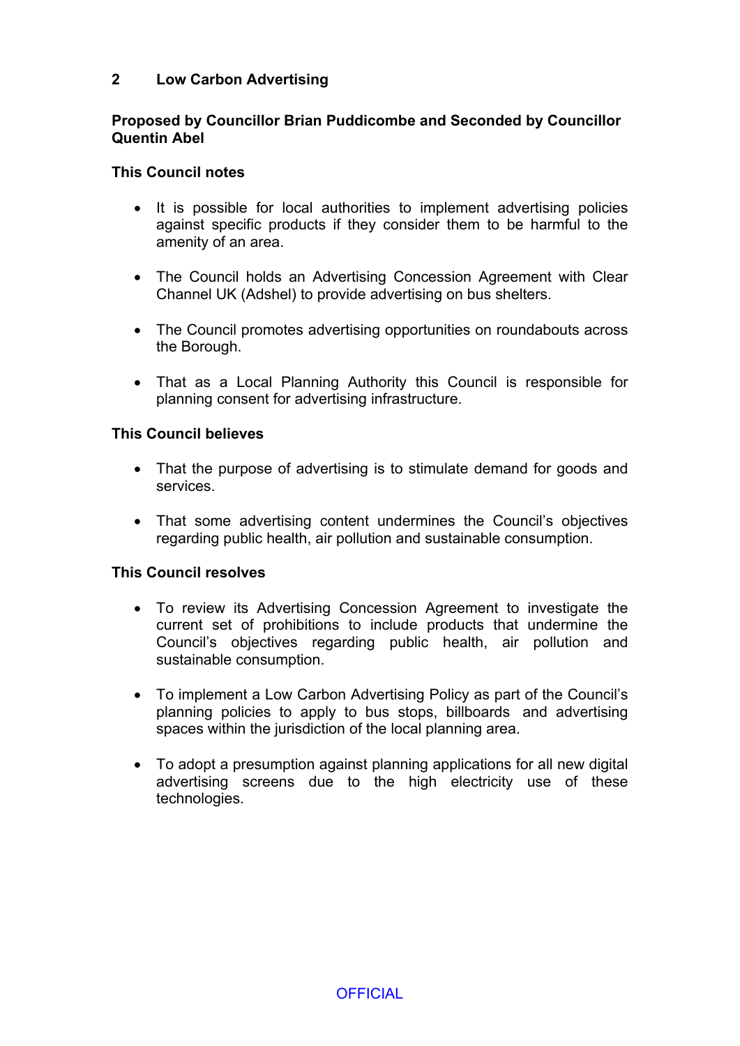## 2 Low Carbon Advertising

**Proposed by Councillor Brian Puddicombe and Seconded by Councillor Quentin Abel**

**This Council notes**

- It is possible for local authorities to implement advertising policies against specific products if they consider them to be harmful to the amenity of an area.
- The Council holds an Advertising Concession Agreement with Clear Channel UK (Adshel) to provide advertising on bus shelters.
- The Council promotes advertising opportunities on roundabouts across the Borough.
- That as a Local Planning Authority this Council is responsible for planning consent for advertising infrastructure.

**This Council believes**

- That the purpose of advertising is to stimulate demand for goods and services.
- That some advertising content undermines the Council's objectives regarding public health, air pollution and sustainable consumption.

**This Council resolves**

- To review its Advertising Concession Agreement to investigate the current set of prohibitions to include products that undermine the Council's objectives regarding public health, air pollution and sustainable consumption.
- To implement a Low Carbon Advertising Policy as part of the Council's planning policies to apply to bus stops, billboards and advertising spaces within the jurisdiction of the local planning area.
- To adopt a presumption against planning applications for all new digital advertising screens due to the high electricity use of these technologies.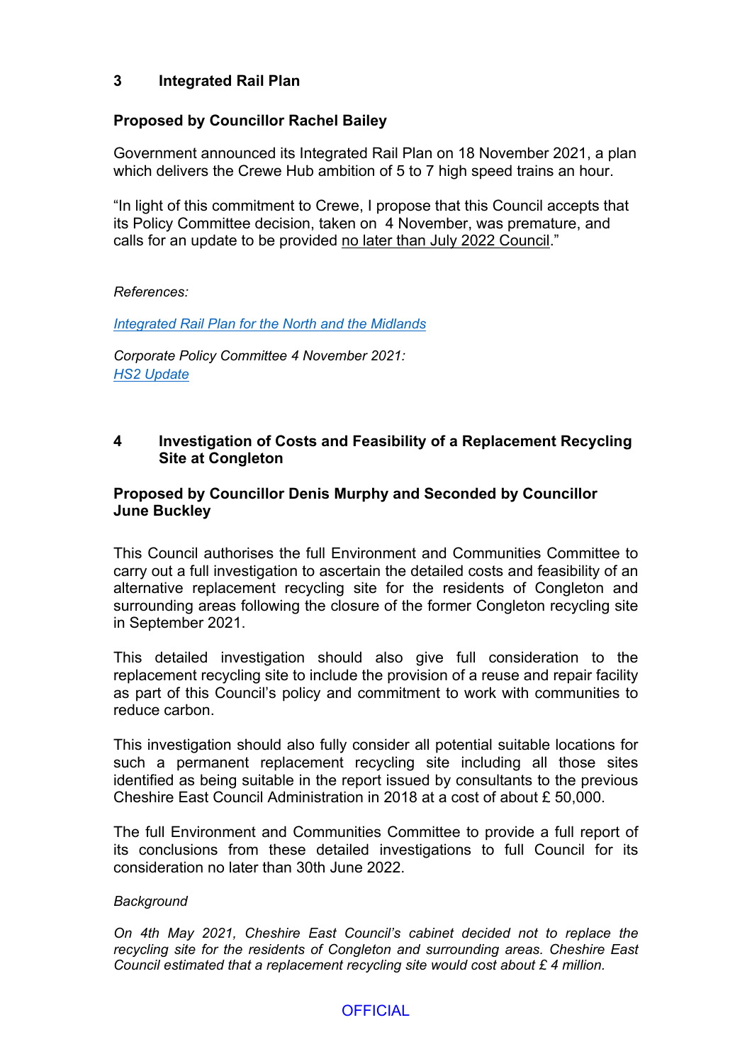## 3 Integrated Rail Plan

**Proposed by Councillor Rachel Bailey**

Government announced its Integrated Rail Plan on 18 November 2021, a plan which delivers the Crewe Hub ambition of 5 to 7 high speed trains an hour.

"In light of this commitment to Crewe, I propose that this Council accepts that its Policy Committee decision, taken on 4 November, was premature, and calls for an update to be provided no later than July 2022 Council."

*References:*

*Integrated Rail Plan for the North and the Midlands*

*Corporate Policy Committee 4 November 2021:*
*HS2 Update*

## 4 Investigation of Costs and Feasibility of a Replacement Recycling Site at Congleton

**Proposed by Councillor Denis Murphy and Seconded by Councillor June Buckley**

This Council authorises the full Environment and Communities Committee to carry out a full investigation to ascertain the detailed costs and feasibility of an alternative replacement recycling site for the residents of Congleton and surrounding areas following the closure of the former Congleton recycling site in September 2021.

This detailed investigation should also give full consideration to the replacement recycling site to include the provision of a reuse and repair facility as part of this Council's policy and commitment to work with communities to reduce carbon.

This investigation should also fully consider all potential suitable locations for such a permanent replacement recycling site including all those sites identified as being suitable in the report issued by consultants to the previous Cheshire East Council Administration in 2018 at a cost of about £ 50,000.

The full Environment and Communities Committee to provide a full report of its conclusions from these detailed investigations to full Council for its consideration no later than 30th June 2022.

*Background*

*On 4th May 2021, Cheshire East Council's cabinet decided not to replace the recycling site for the residents of Congleton and surrounding areas. Cheshire East Council estimated that a replacement recycling site would cost about £ 4 million.*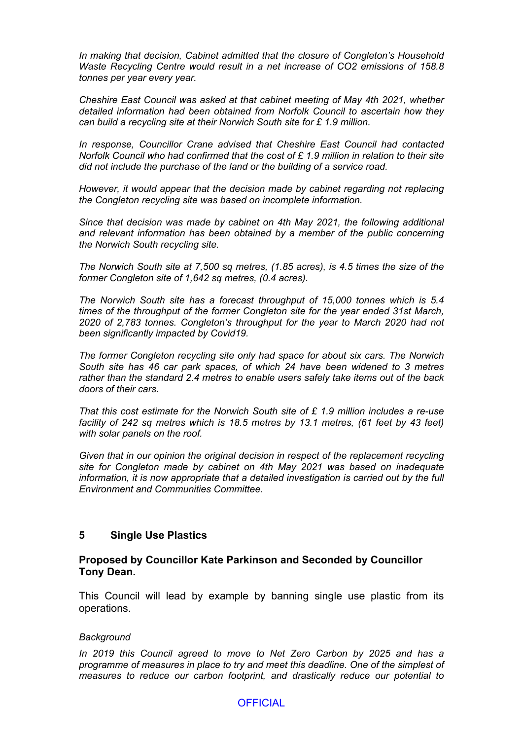*In making that decision, Cabinet admitted that the closure of Congleton's Household Waste Recycling Centre would result in a net increase of $CO_2$ emissions of 158.8 tonnes per year every year.*

*Cheshire East Council was asked at that cabinet meeting of May 4th 2021, whether detailed information had been obtained from Norfolk Council to ascertain how they can build a recycling site at their Norwich South site for £ 1.9 million.*

*In response, Councillor Crane advised that Cheshire East Council had contacted Norfolk Council who had confirmed that the cost of £ 1.9 million in relation to their site did not include the purchase of the land or the building of a service road.*

*However, it would appear that the decision made by cabinet regarding not replacing the Congleton recycling site was based on incomplete information.*

*Since that decision was made by cabinet on 4th May 2021, the following additional and relevant information has been obtained by a member of the public concerning the Norwich South recycling site.*

*The Norwich South site at 7,500 sq metres, (1.85 acres), is 4.5 times the size of the former Congleton site of 1,642 sq metres, (0.4 acres).*

*The Norwich South site has a forecast throughput of 15,000 tonnes which is 5.4 times of the throughput of the former Congleton site for the year ended 31st March, 2020 of 2,783 tonnes. Congleton's throughput for the year to March 2020 had not been significantly impacted by Covid19.*

*The former Congleton recycling site only had space for about six cars. The Norwich South site has 46 car park spaces, of which 24 have been widened to 3 metres rather than the standard 2.4 metres to enable users safely take items out of the back doors of their cars.*

*That this cost estimate for the Norwich South site of £ 1.9 million includes a re-use facility of 242 sq metres which is 18.5 metres by 13.1 metres, (61 feet by 43 feet) with solar panels on the roof.*

*Given that in our opinion the original decision in respect of the replacement recycling site for Congleton made by cabinet on 4th May 2021 was based on inadequate information, it is now appropriate that a detailed investigation is carried out by the full Environment and Communities Committee.*

## 5 Single Use Plastics

**Proposed by Councillor Kate Parkinson and Seconded by Councillor Tony Dean.**

This Council will lead by example by banning single use plastic from its operations.

*Background*

*In 2019 this Council agreed to move to Net Zero Carbon by 2025 and has a programme of measures in place to try and meet this deadline. One of the simplest of measures to reduce our carbon footprint, and drastically reduce our potential to*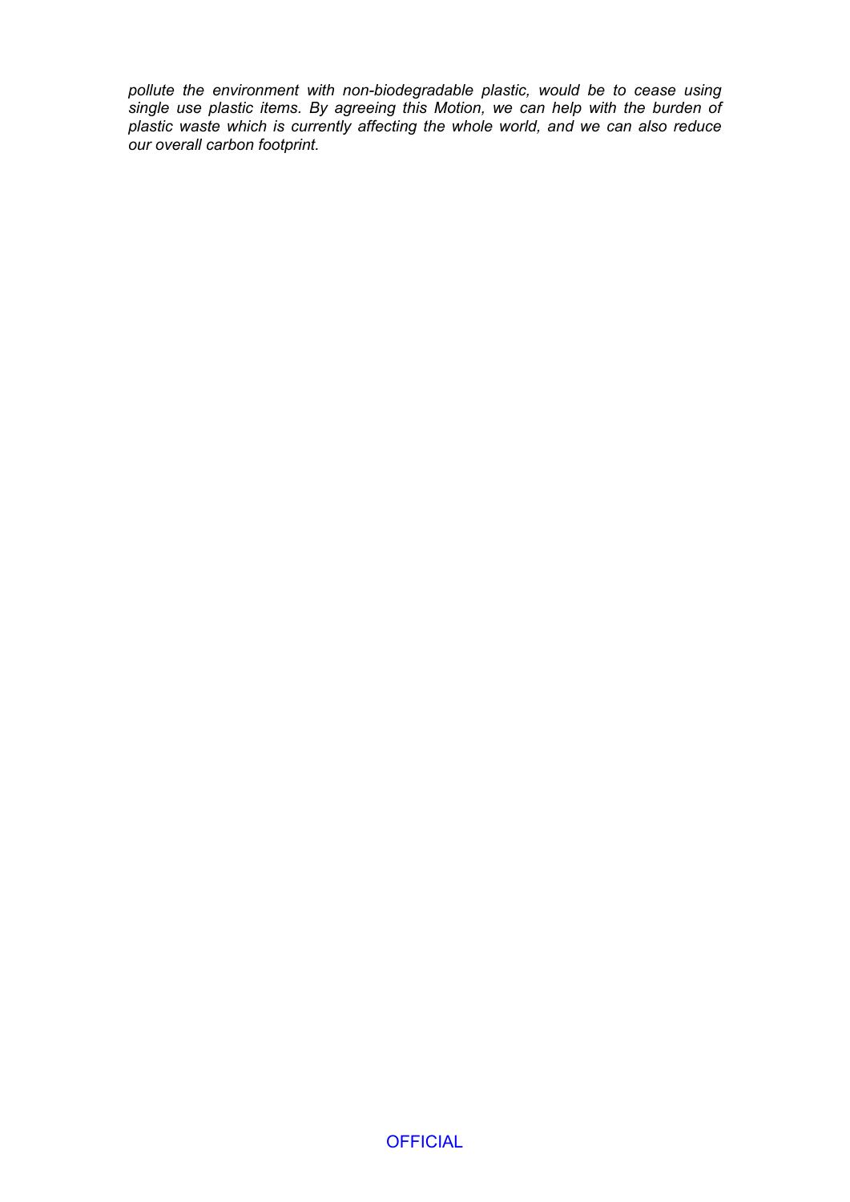*pollute the environment with non-biodegradable plastic, would be to cease using single use plastic items. By agreeing this Motion, we can help with the burden of plastic waste which is currently affecting the whole world, and we can also reduce our overall carbon footprint.*